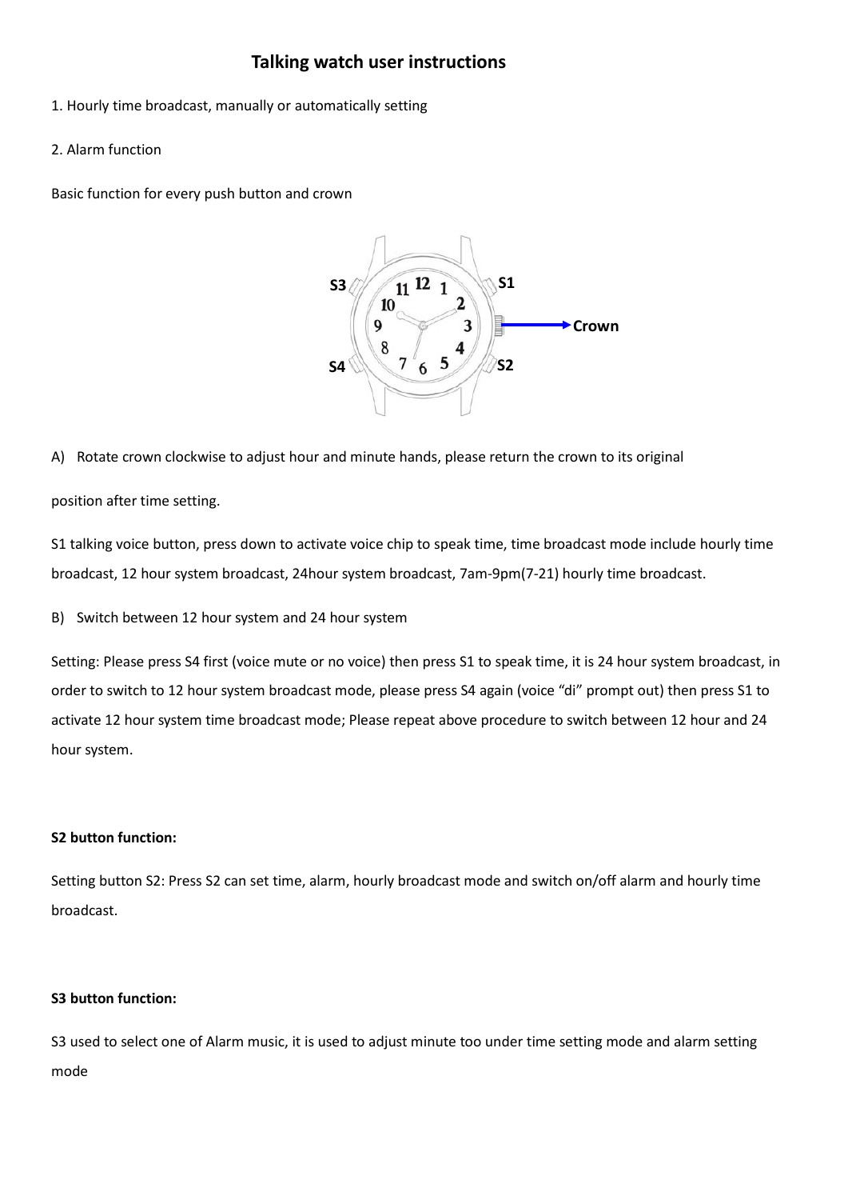# Talking watch user instructions

1. Hourly time broadcast, manually or automatically setting

2. Alarm function

Basic function for every push button and crown

A) Rotate crown clockwise to adjust hour and minute hands, please return the crown to its original position after time setting.

S1 talking voice button, press down to activate voice chip to speak time, time broadcast mode include hourly time broadcast, 12 hour system broadcast, 24hour system broadcast, 7am-9pm(7-21) hourly time broadcast.

B) Switch between 12 hour system and 24 hour system

Setting: Please press S4 first (voice mute or no voice) then press S1 to speak time, it is 24 hour system broadcast, in order to switch to 12 hour system broadcast mode, please press S4 again (voice "di" prompt out) then press S1 to activate 12 hour system time broadcast mode; Please repeat above procedure to switch between 12 hour and 24 hour system.

**S2 button function:**

Setting button S2: Press S2 can set time, alarm, hourly broadcast mode and switch on/off alarm and hourly time broadcast.

**S3 button function:**

S3 used to select one of Alarm music, it is used to adjust minute too under time setting mode and alarm setting mode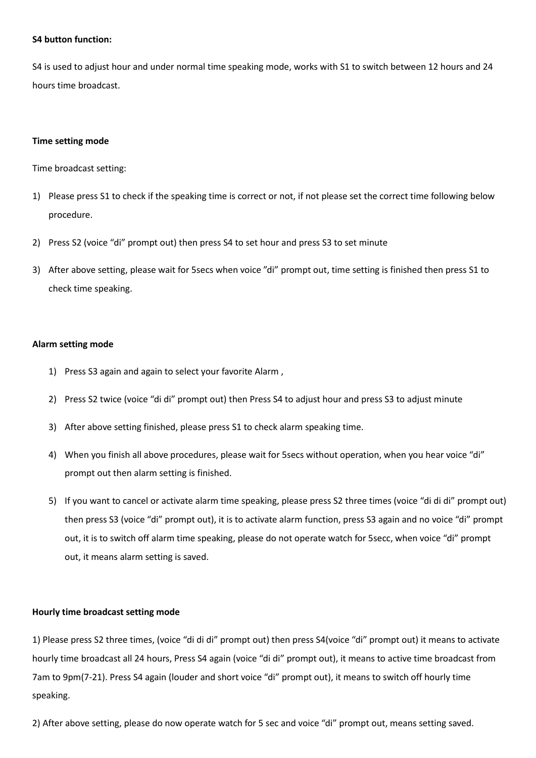**S4 button function:**

S4 is used to adjust hour and under normal time speaking mode, works with S1 to switch between 12 hours and 24 hours time broadcast.

**Time setting mode**

Time broadcast setting:

1) Please press S1 to check if the speaking time is correct or not, if not please set the correct time following below procedure.
2) Press S2 (voice “di” prompt out) then press S4 to set hour and press S3 to set minute
3) After above setting, please wait for 5secs when voice ”di” prompt out, time setting is finished then press S1 to check time speaking.

**Alarm setting mode**

1) Press S3 again and again to select your favorite Alarm ,
2) Press S2 twice (voice “di di” prompt out) then Press S4 to adjust hour and press S3 to adjust minute
3) After above setting finished, please press S1 to check alarm speaking time.
4) When you finish all above procedures, please wait for 5secs without operation, when you hear voice “di” prompt out then alarm setting is finished.
5) If you want to cancel or activate alarm time speaking, please press S2 three times (voice “di di di” prompt out) then press S3 (voice “di” prompt out), it is to activate alarm function, press S3 again and no voice “di” prompt out, it is to switch off alarm time speaking, please do not operate watch for 5secc, when voice “di” prompt out, it means alarm setting is saved.

**Hourly time broadcast setting mode**

1) Please press S2 three times, (voice “di di di” prompt out) then press S4(voice “di” prompt out) it means to activate hourly time broadcast all 24 hours, Press S4 again (voice “di di” prompt out), it means to active time broadcast from 7am to 9pm(7-21). Press S4 again (louder and short voice “di” prompt out), it means to switch off hourly time speaking.

2) After above setting, please do now operate watch for 5 sec and voice “di” prompt out, means setting saved.